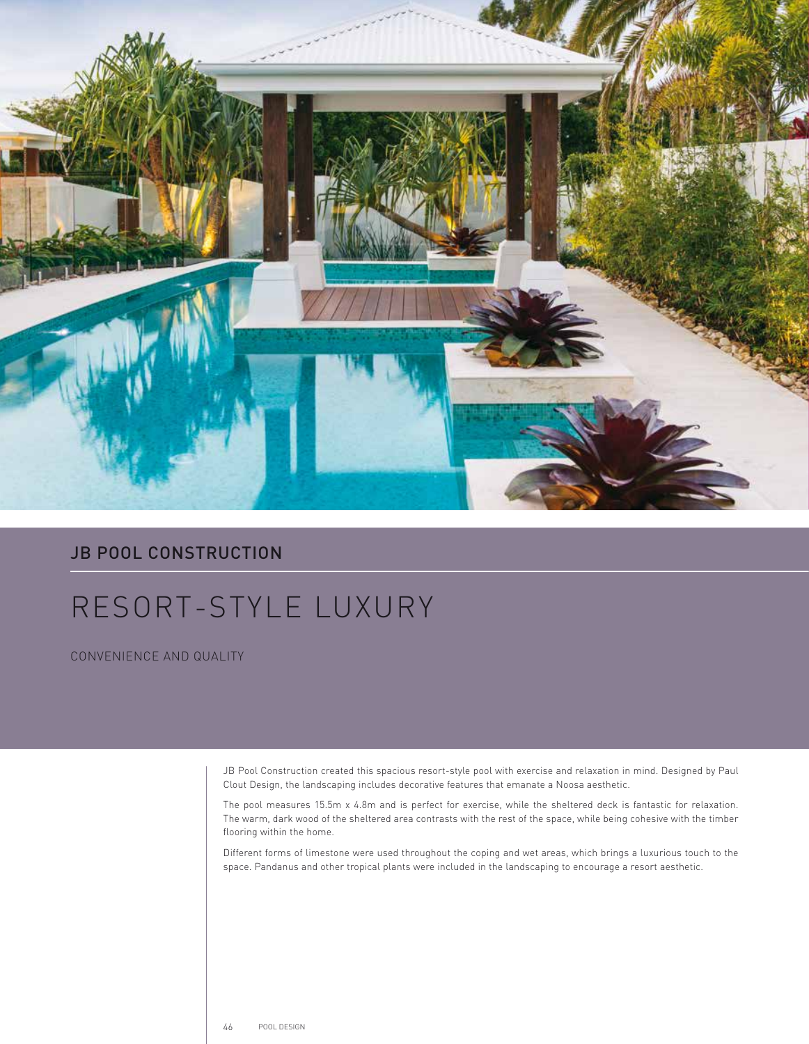## JB POOL CONSTRUCTION

# RESORT-STYLE LUXURY

CONVENIENCE AND QUALITY

JB Pool Construction created this spacious resort-style pool with exercise and relaxation in mind. Designed by Paul Clout Design, the landscaping includes decorative features that emanate a Noosa aesthetic.

The pool measures 15.5m x 4.8m and is perfect for exercise, while the sheltered deck is fantastic for relaxation. The warm, dark wood of the sheltered area contrasts with the rest of the space, while being cohesive with the timber flooring within the home.

Different forms of limestone were used throughout the coping and wet areas, which brings a luxurious touch to the space. Pandanus and other tropical plants were included in the landscaping to encourage a resort aesthetic.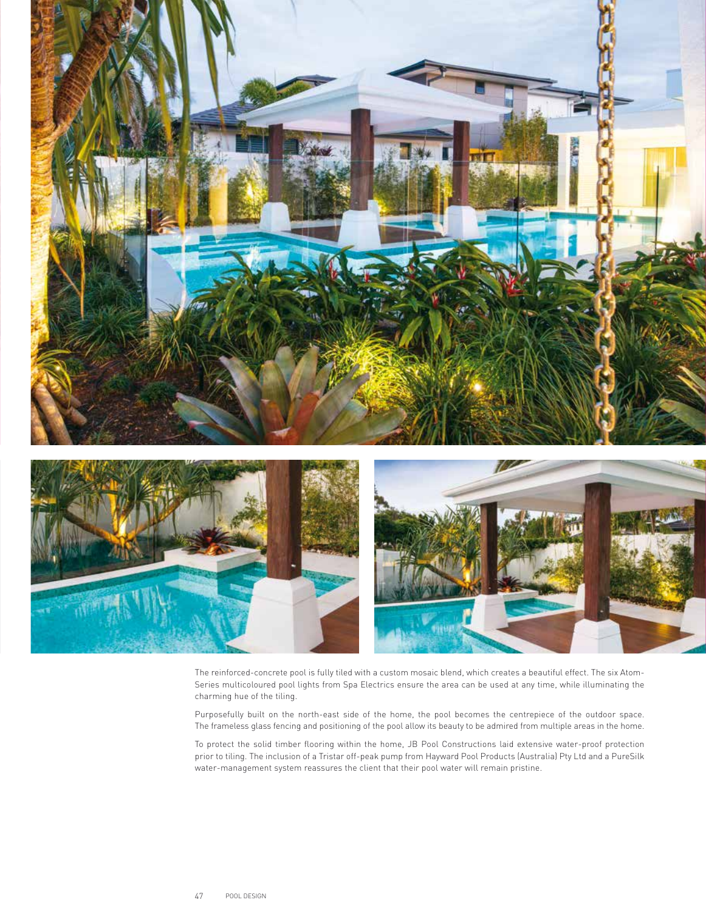The reinforced-concrete pool is fully tiled with a custom mosaic blend, which creates a beautiful effect. The six Atom-Series multicoloured pool lights from Spa Electrics ensure the area can be used at any time, while illuminating the charming hue of the tiling.

Purposefully built on the north-east side of the home, the pool becomes the centrepiece of the outdoor space. The frameless glass fencing and positioning of the pool allow its beauty to be admired from multiple areas in the home.

To protect the solid timber flooring within the home, JB Pool Constructions laid extensive water-proof protection prior to tiling. The inclusion of a Tristar off-peak pump from Hayward Pool Products (Australia) Pty Ltd and a PureSilk water-management system reassures the client that their pool water will remain pristine.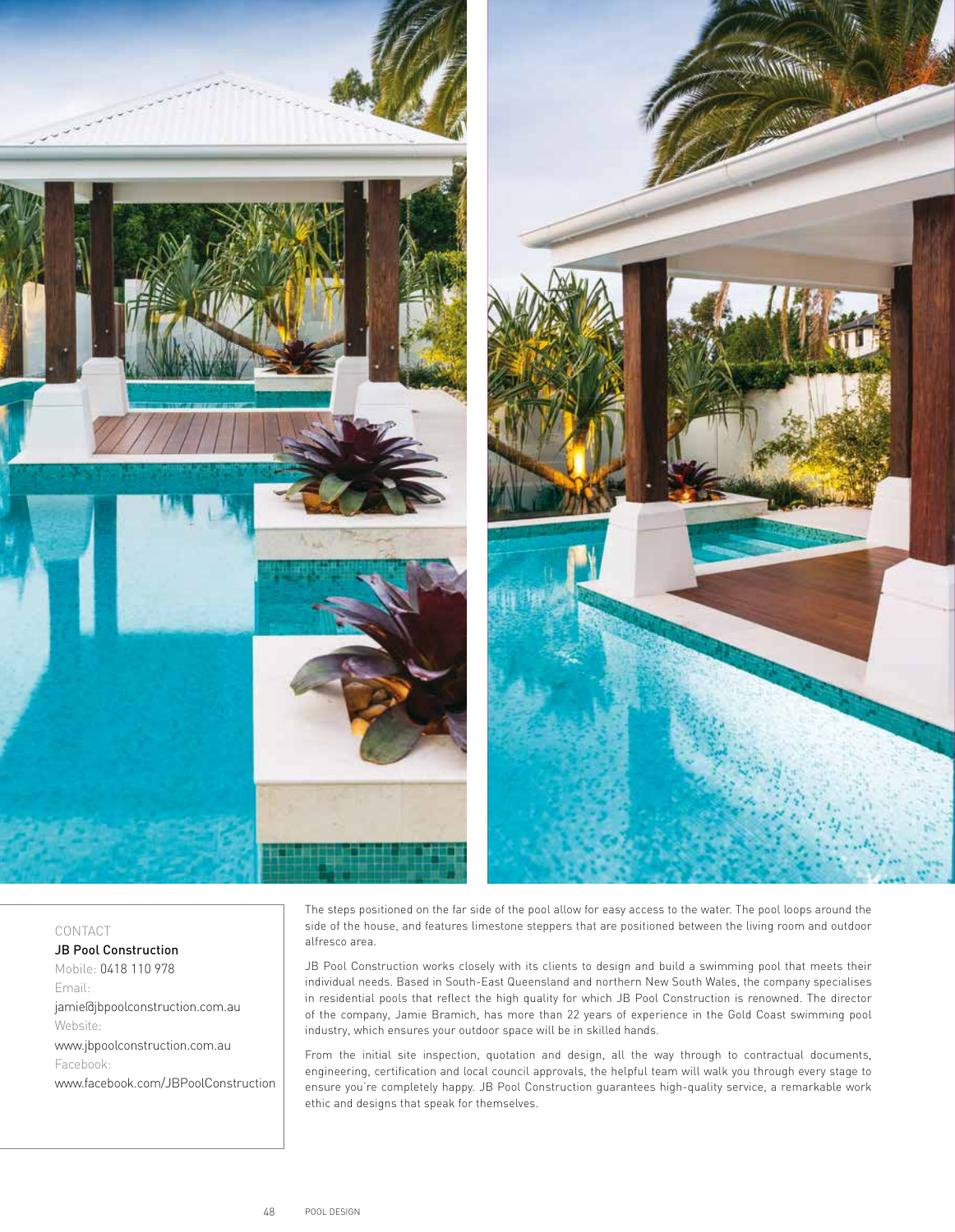CONTACT

**JB Pool Construction**

Mobile: 0418 110 978

Email:

jamie@jbpoolconstruction.com.au

Website:

www.jbpoolconstruction.com.au

Facebook:

www.facebook.com/JBPoolConstruction

The steps positioned on the far side of the pool allow for easy access to the water. The pool loops around the side of the house, and features limestone steppers that are positioned between the living room and outdoor alfresco area.

JB Pool Construction works closely with its clients to design and build a swimming pool that meets their individual needs. Based in South-East Queensland and northern New South Wales, the company specialises in residential pools that reflect the high quality for which JB Pool Construction is renowned. The director of the company, Jamie Bramich, has more than 22 years of experience in the Gold Coast swimming pool industry, which ensures your outdoor space will be in skilled hands.

From the initial site inspection, quotation and design, all the way through to contractual documents, engineering, certification and local council approvals, the helpful team will walk you through every stage to ensure you're completely happy. JB Pool Construction guarantees high-quality service, a remarkable work ethic and designs that speak for themselves.